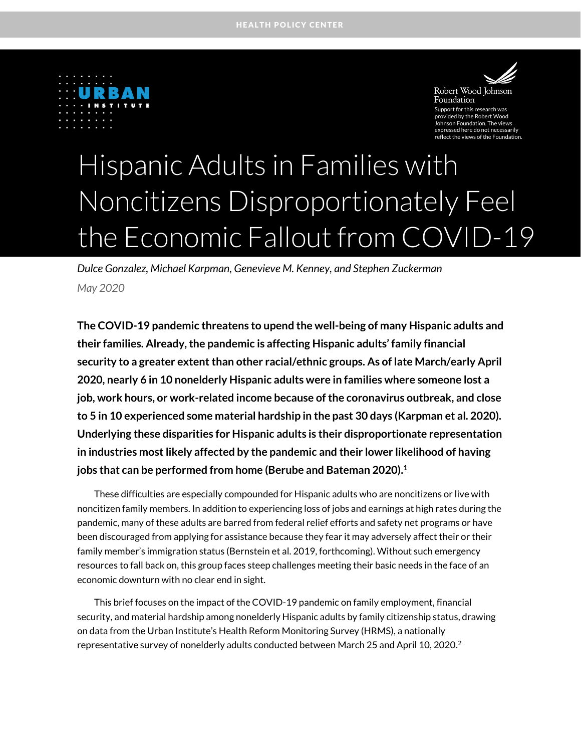HEALTH POLICY CENTER

URBAN INSTITUTE

Robert Wood Johnson Foundation

Support for this research was provided by the Robert Wood Johnson Foundation. The views expressed here do not necessarily reflect the views of the Foundation.

# Hispanic Adults in Families with Noncitizens Disproportionately Feel the Economic Fallout from COVID-19

*Dulce Gonzalez, Michael Karpman, Genevieve M. Kenney, and Stephen Zuckerman*

*May 2020*

**The COVID-19 pandemic threatens to upend the well-being of many Hispanic adults and their families. Already, the pandemic is affecting Hispanic adults' family financial security to a greater extent than other racial/ethnic groups. As of late March/early April 2020, nearly 6 in 10 nonelderly Hispanic adults were in families where someone lost a job, work hours, or work-related income because of the coronavirus outbreak, and close to 5 in 10 experienced some material hardship in the past 30 days (Karpman et al. 2020). Underlying these disparities for Hispanic adults is their disproportionate representation in industries most likely affected by the pandemic and their lower likelihood of having jobs that can be performed from home (Berube and Bateman 2020).[1]**

These difficulties are especially compounded for Hispanic adults who are noncitizens or live with noncitizen family members. In addition to experiencing loss of jobs and earnings at high rates during the pandemic, many of these adults are barred from federal relief efforts and safety net programs or have been discouraged from applying for assistance because they fear it may adversely affect their or their family member's immigration status (Bernstein et al. 2019, forthcoming). Without such emergency resources to fall back on, this group faces steep challenges meeting their basic needs in the face of an economic downturn with no clear end in sight.

This brief focuses on the impact of the COVID-19 pandemic on family employment, financial security, and material hardship among nonelderly Hispanic adults by family citizenship status, drawing on data from the Urban Institute's Health Reform Monitoring Survey (HRMS), a nationally representative survey of nonelderly adults conducted between March 25 and April 10, 2020.[2]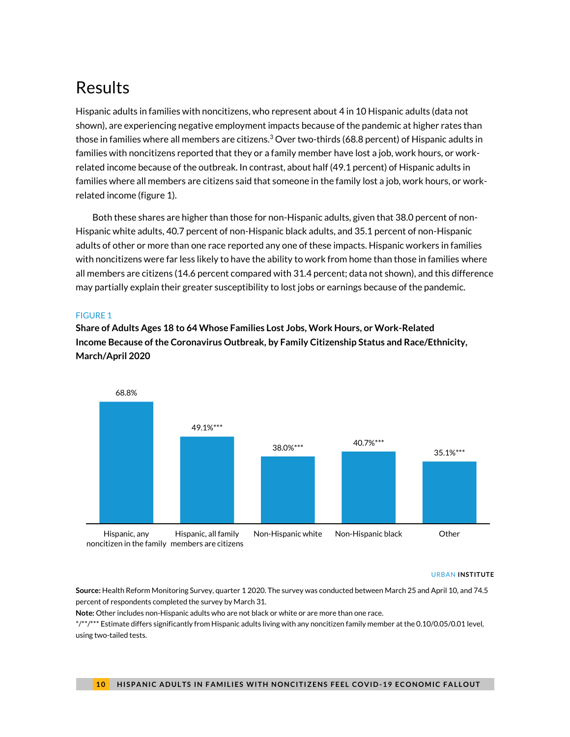## Results

Hispanic adults in families with noncitizens, who represent about 4 in 10 Hispanic adults (data not shown), are experiencing negative employment impacts because of the pandemic at higher rates than those in families where all members are citizens.[3] Over two-thirds (68.8 percent) of Hispanic adults in families with noncitizens reported that they or a family member have lost a job, work hours, or work-related income because of the outbreak. In contrast, about half (49.1 percent) of Hispanic adults in families where all members are citizens said that someone in the family lost a job, work hours, or work-related income (figure 1).

Both these shares are higher than those for non-Hispanic adults, given that 38.0 percent of non-Hispanic white adults, 40.7 percent of non-Hispanic black adults, and 35.1 percent of non-Hispanic adults of other or more than one race reported any one of these impacts. Hispanic workers in families with noncitizens were far less likely to have the ability to work from home than those in families where all members are citizens (14.6 percent compared with 31.4 percent; data not shown), and this difference may partially explain their greater susceptibility to lost jobs or earnings because of the pandemic.

FIGURE 1

**Share of Adults Ages 18 to 64 Whose Families Lost Jobs, Work Hours, or Work-Related Income Because of the Coronavirus Outbreak, by Family Citizenship Status and Race/Ethnicity, March/April 2020**

| Group | Share |
|---|---|
| Hispanic, any noncitizen in the family | 68.8% |
| Hispanic, all family members are citizens | 49.1%*** |
| Non-Hispanic white | 38.0%*** |
| Non-Hispanic black | 40.7%*** |
| Other | 35.1%*** |

URBAN INSTITUTE

**Source:** Health Reform Monitoring Survey, quarter 1 2020. The survey was conducted between March 25 and April 10, and 74.5 percent of respondents completed the survey by March 31.

**Note:** Other includes non-Hispanic adults who are not black or white or are more than one race.

*/**/*** Estimate differs significantly from Hispanic adults living with any noncitizen family member at the 0.10/0.05/0.01 level, using two-tailed tests.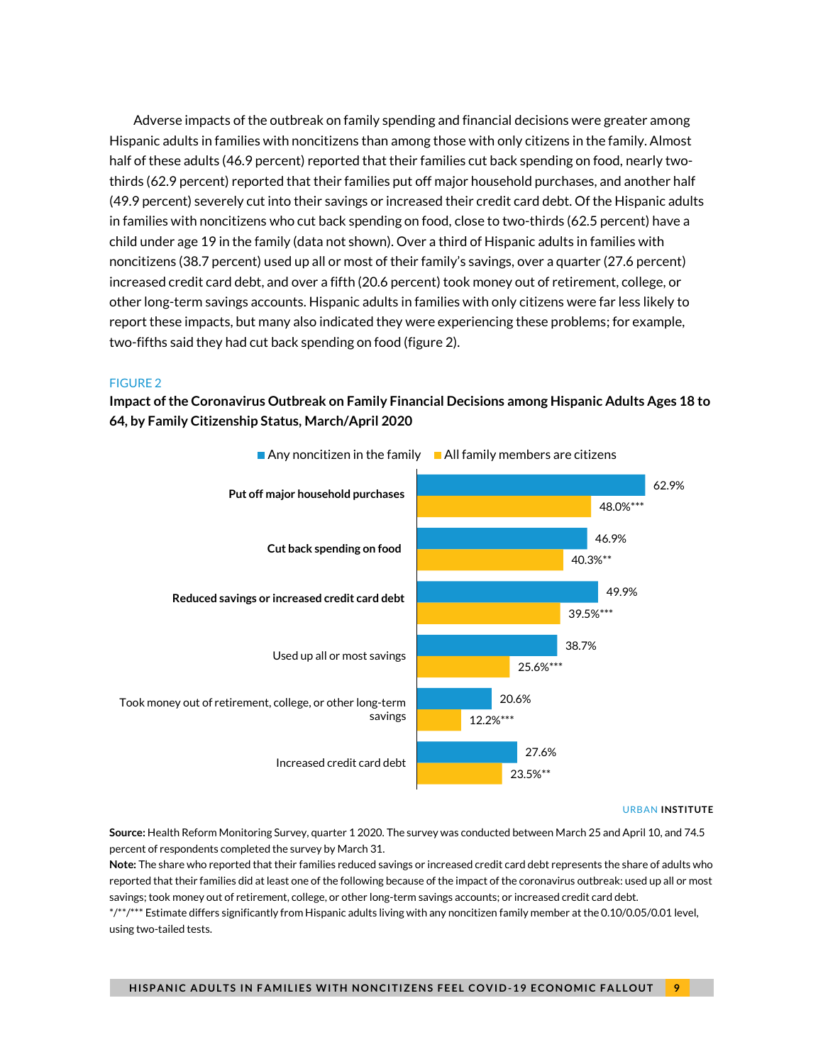Adverse impacts of the outbreak on family spending and financial decisions were greater among Hispanic adults in families with noncitizens than among those with only citizens in the family. Almost half of these adults (46.9 percent) reported that their families cut back spending on food, nearly two-thirds (62.9 percent) reported that their families put off major household purchases, and another half (49.9 percent) severely cut into their savings or increased their credit card debt. Of the Hispanic adults in families with noncitizens who cut back spending on food, close to two-thirds (62.5 percent) have a child under age 19 in the family (data not shown). Over a third of Hispanic adults in families with noncitizens (38.7 percent) used up all or most of their family's savings, over a quarter (27.6 percent) increased credit card debt, and over a fifth (20.6 percent) took money out of retirement, college, or other long-term savings accounts. Hispanic adults in families with only citizens were far less likely to report these impacts, but many also indicated they were experiencing these problems; for example, two-fifths said they had cut back spending on food (figure 2).

FIGURE 2

**Impact of the Coronavirus Outbreak on Family Financial Decisions among Hispanic Adults Ages 18 to 64, by Family Citizenship Status, March/April 2020**

| | Any noncitizen in the family | All family members are citizens |
|---|---|---|
| **Put off major household purchases** | 62.9% | 48.0%*** |
| **Cut back spending on food** | 46.9% | 40.3%** |
| **Reduced savings or increased credit card debt** | 49.9% | 39.5%*** |
| Used up all or most savings | 38.7% | 25.6%*** |
| Took money out of retirement, college, or other long-term savings | 20.6% | 12.2%*** |
| Increased credit card debt | 27.6% | 23.5%** |

URBAN INSTITUTE

**Source:** Health Reform Monitoring Survey, quarter 1 2020. The survey was conducted between March 25 and April 10, and 74.5 percent of respondents completed the survey by March 31.

**Note:** The share who reported that their families reduced savings or increased credit card debt represents the share of adults who reported that their families did at least one of the following because of the impact of the coronavirus outbreak: used up all or most savings; took money out of retirement, college, or other long-term savings accounts; or increased credit card debt.

*/**/*** Estimate differs significantly from Hispanic adults living with any noncitizen family member at the 0.10/0.05/0.01 level, using two-tailed tests.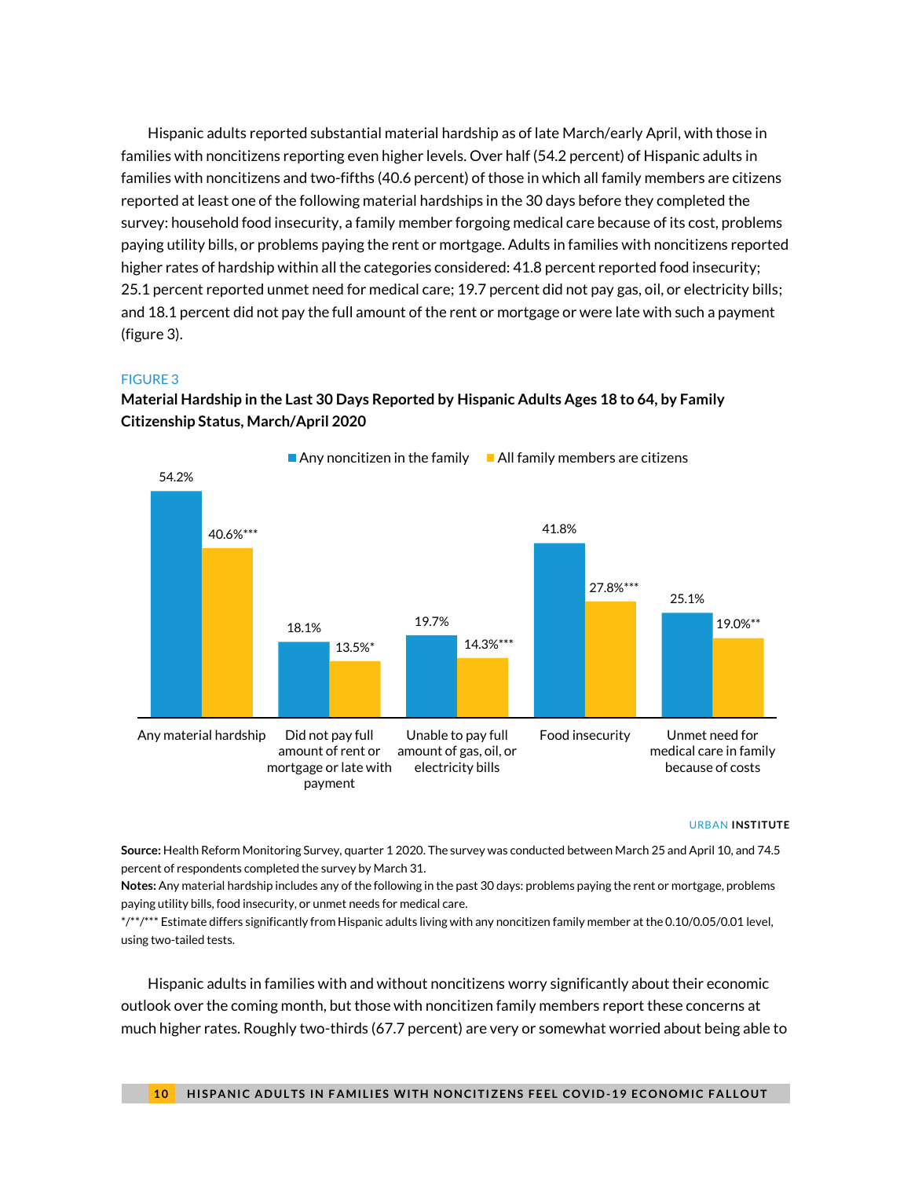Hispanic adults reported substantial material hardship as of late March/early April, with those in families with noncitizens reporting even higher levels. Over half (54.2 percent) of Hispanic adults in families with noncitizens and two-fifths (40.6 percent) of those in which all family members are citizens reported at least one of the following material hardships in the 30 days before they completed the survey: household food insecurity, a family member forgoing medical care because of its cost, problems paying utility bills, or problems paying the rent or mortgage. Adults in families with noncitizens reported higher rates of hardship within all the categories considered: 41.8 percent reported food insecurity; 25.1 percent reported unmet need for medical care; 19.7 percent did not pay gas, oil, or electricity bills; and 18.1 percent did not pay the full amount of the rent or mortgage or were late with such a payment (figure 3).

FIGURE 3

**Material Hardship in the Last 30 Days Reported by Hispanic Adults Ages 18 to 64, by Family Citizenship Status, March/April 2020**

| | Any noncitizen in the family | All family members are citizens |
|---|---|---|
| Any material hardship | 54.2% | 40.6%*** |
| Did not pay full amount of rent or mortgage or late with payment | 18.1% | 13.5%* |
| Unable to pay full amount of gas, oil, or electricity bills | 19.7% | 14.3%*** |
| Food insecurity | 41.8% | 27.8%*** |
| Unmet need for medical care in family because of costs | 25.1% | 19.0%** |

URBAN INSTITUTE

**Source:** Health Reform Monitoring Survey, quarter 1 2020. The survey was conducted between March 25 and April 10, and 74.5 percent of respondents completed the survey by March 31.
**Notes:** Any material hardship includes any of the following in the past 30 days: problems paying the rent or mortgage, problems paying utility bills, food insecurity, or unmet needs for medical care.
*/**/*** Estimate differs significantly from Hispanic adults living with any noncitizen family member at the 0.10/0.05/0.01 level, using two-tailed tests.

Hispanic adults in families with and without noncitizens worry significantly about their economic outlook over the coming month, but those with noncitizen family members report these concerns at much higher rates. Roughly two-thirds (67.7 percent) are very or somewhat worried about being able to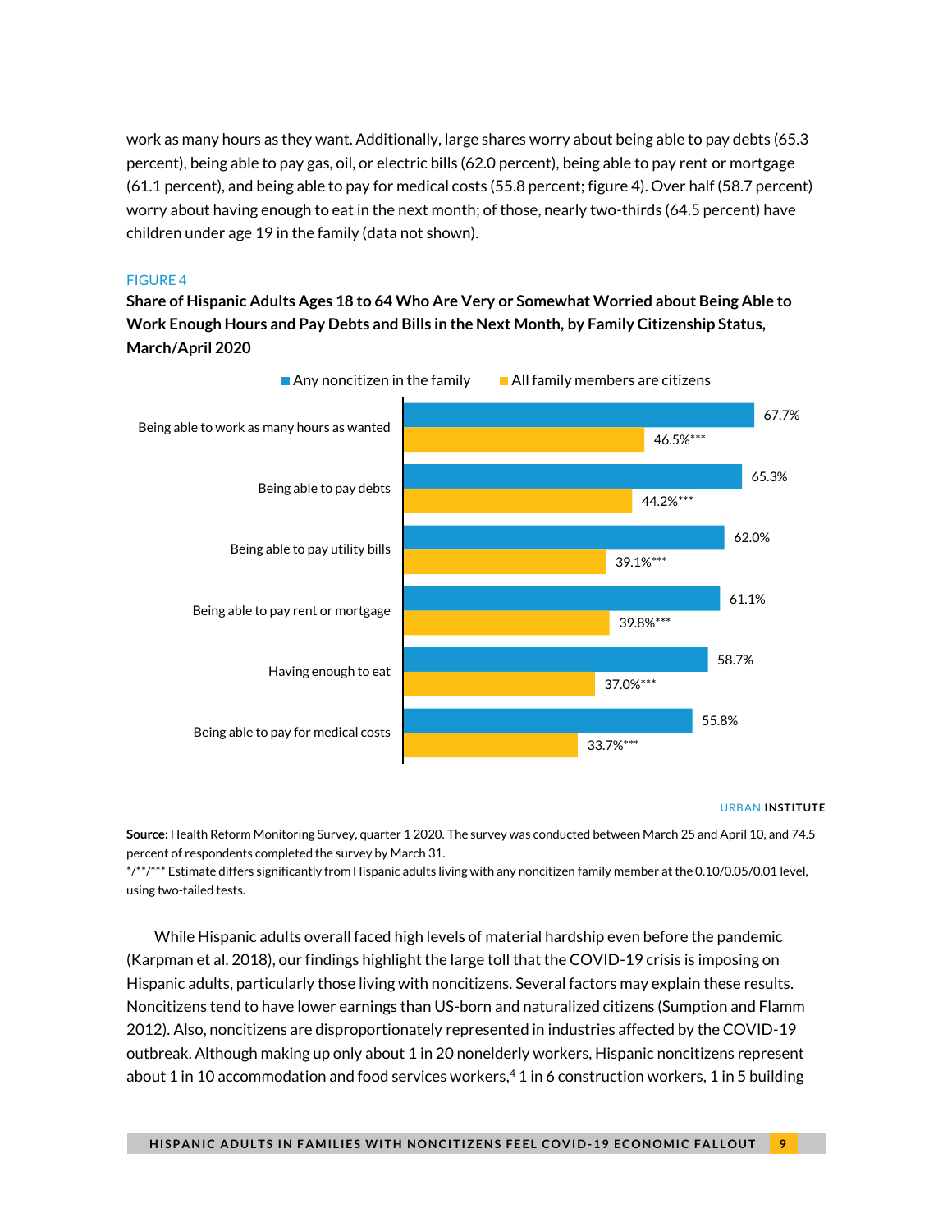work as many hours as they want. Additionally, large shares worry about being able to pay debts (65.3 percent), being able to pay gas, oil, or electric bills (62.0 percent), being able to pay rent or mortgage (61.1 percent), and being able to pay for medical costs (55.8 percent; figure 4). Over half (58.7 percent) worry about having enough to eat in the next month; of those, nearly two-thirds (64.5 percent) have children under age 19 in the family (data not shown).

FIGURE 4

**Share of Hispanic Adults Ages 18 to 64 Who Are Very or Somewhat Worried about Being Able to Work Enough Hours and Pay Debts and Bills in the Next Month, by Family Citizenship Status, March/April 2020**

| | Any noncitizen in the family | All family members are citizens |
|---|---|---|
| Being able to work as many hours as wanted | 67.7% | 46.5%*** |
| Being able to pay debts | 65.3% | 44.2%*** |
| Being able to pay utility bills | 62.0% | 39.1%*** |
| Being able to pay rent or mortgage | 61.1% | 39.8%*** |
| Having enough to eat | 58.7% | 37.0%*** |
| Being able to pay for medical costs | 55.8% | 33.7%*** |

URBAN INSTITUTE

**Source:** Health Reform Monitoring Survey, quarter 1 2020. The survey was conducted between March 25 and April 10, and 74.5 percent of respondents completed the survey by March 31.
*/**/*** Estimate differs significantly from Hispanic adults living with any noncitizen family member at the 0.10/0.05/0.01 level, using two-tailed tests.

While Hispanic adults overall faced high levels of material hardship even before the pandemic (Karpman et al. 2018), our findings highlight the large toll that the COVID-19 crisis is imposing on Hispanic adults, particularly those living with noncitizens. Several factors may explain these results. Noncitizens tend to have lower earnings than US-born and naturalized citizens (Sumption and Flamm 2012). Also, noncitizens are disproportionately represented in industries affected by the COVID-19 outbreak. Although making up only about 1 in 20 nonelderly workers, Hispanic noncitizens represent about 1 in 10 accommodation and food services workers,[4] 1 in 6 construction workers, 1 in 5 building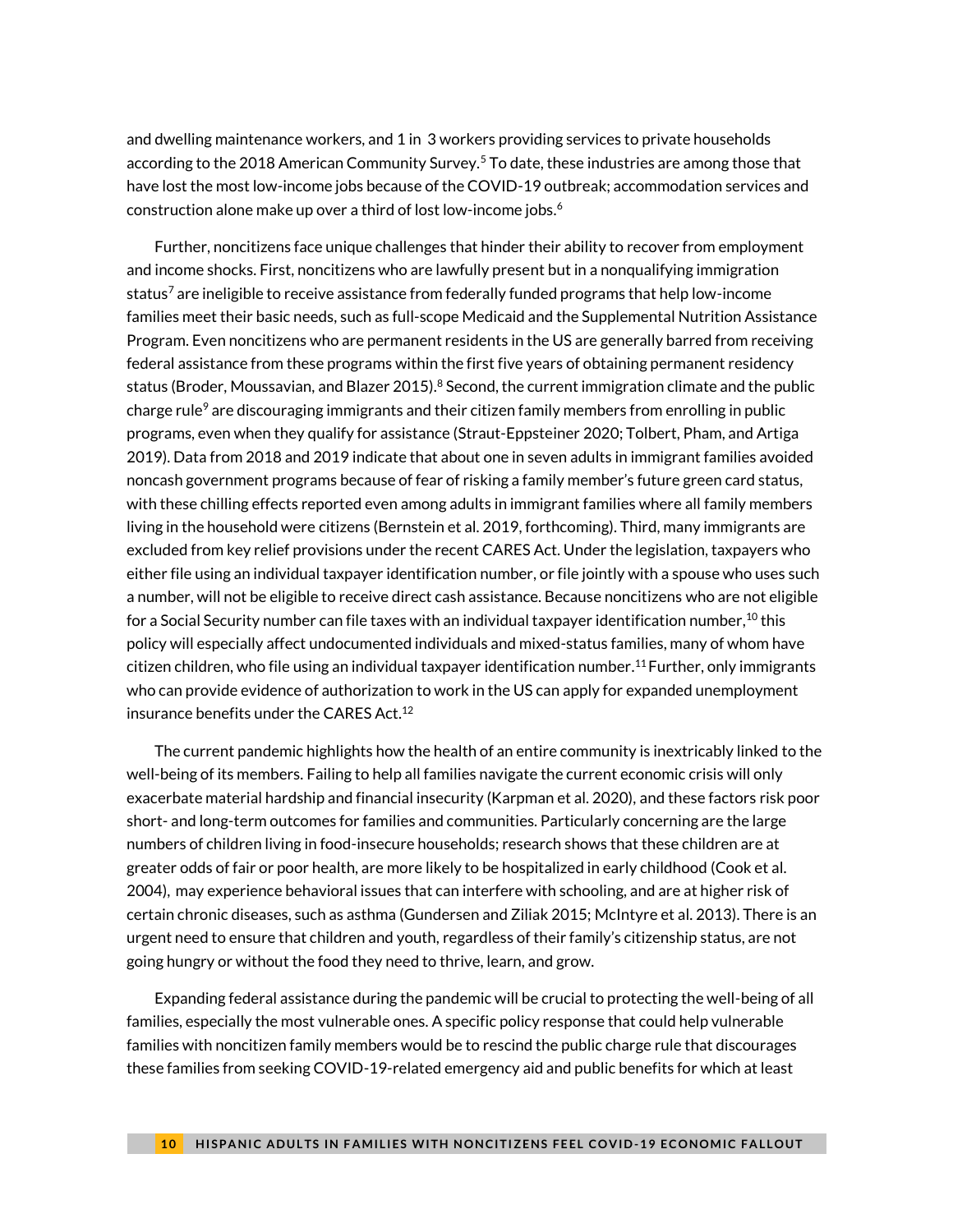and dwelling maintenance workers, and 1 in 3 workers providing services to private households according to the 2018 American Community Survey.[5] To date, these industries are among those that have lost the most low-income jobs because of the COVID-19 outbreak; accommodation services and construction alone make up over a third of lost low-income jobs.[6]

Further, noncitizens face unique challenges that hinder their ability to recover from employment and income shocks. First, noncitizens who are lawfully present but in a nonqualifying immigration status[7] are ineligible to receive assistance from federally funded programs that help low-income families meet their basic needs, such as full-scope Medicaid and the Supplemental Nutrition Assistance Program. Even noncitizens who are permanent residents in the US are generally barred from receiving federal assistance from these programs within the first five years of obtaining permanent residency status (Broder, Moussavian, and Blazer 2015).[8] Second, the current immigration climate and the public charge rule[9] are discouraging immigrants and their citizen family members from enrolling in public programs, even when they qualify for assistance (Straut-Eppsteiner 2020; Tolbert, Pham, and Artiga 2019). Data from 2018 and 2019 indicate that about one in seven adults in immigrant families avoided noncash government programs because of fear of risking a family member's future green card status, with these chilling effects reported even among adults in immigrant families where all family members living in the household were citizens (Bernstein et al. 2019, forthcoming). Third, many immigrants are excluded from key relief provisions under the recent CARES Act. Under the legislation, taxpayers who either file using an individual taxpayer identification number, or file jointly with a spouse who uses such a number, will not be eligible to receive direct cash assistance. Because noncitizens who are not eligible for a Social Security number can file taxes with an individual taxpayer identification number,[10] this policy will especially affect undocumented individuals and mixed-status families, many of whom have citizen children, who file using an individual taxpayer identification number.[11] Further, only immigrants who can provide evidence of authorization to work in the US can apply for expanded unemployment insurance benefits under the CARES Act.[12]

The current pandemic highlights how the health of an entire community is inextricably linked to the well-being of its members. Failing to help all families navigate the current economic crisis will only exacerbate material hardship and financial insecurity (Karpman et al. 2020), and these factors risk poor short- and long-term outcomes for families and communities. Particularly concerning are the large numbers of children living in food-insecure households; research shows that these children are at greater odds of fair or poor health, are more likely to be hospitalized in early childhood (Cook et al. 2004), may experience behavioral issues that can interfere with schooling, and are at higher risk of certain chronic diseases, such as asthma (Gundersen and Ziliak 2015; McIntyre et al. 2013). There is an urgent need to ensure that children and youth, regardless of their family's citizenship status, are not going hungry or without the food they need to thrive, learn, and grow.

Expanding federal assistance during the pandemic will be crucial to protecting the well-being of all families, especially the most vulnerable ones. A specific policy response that could help vulnerable families with noncitizen family members would be to rescind the public charge rule that discourages these families from seeking COVID-19-related emergency aid and public benefits for which at least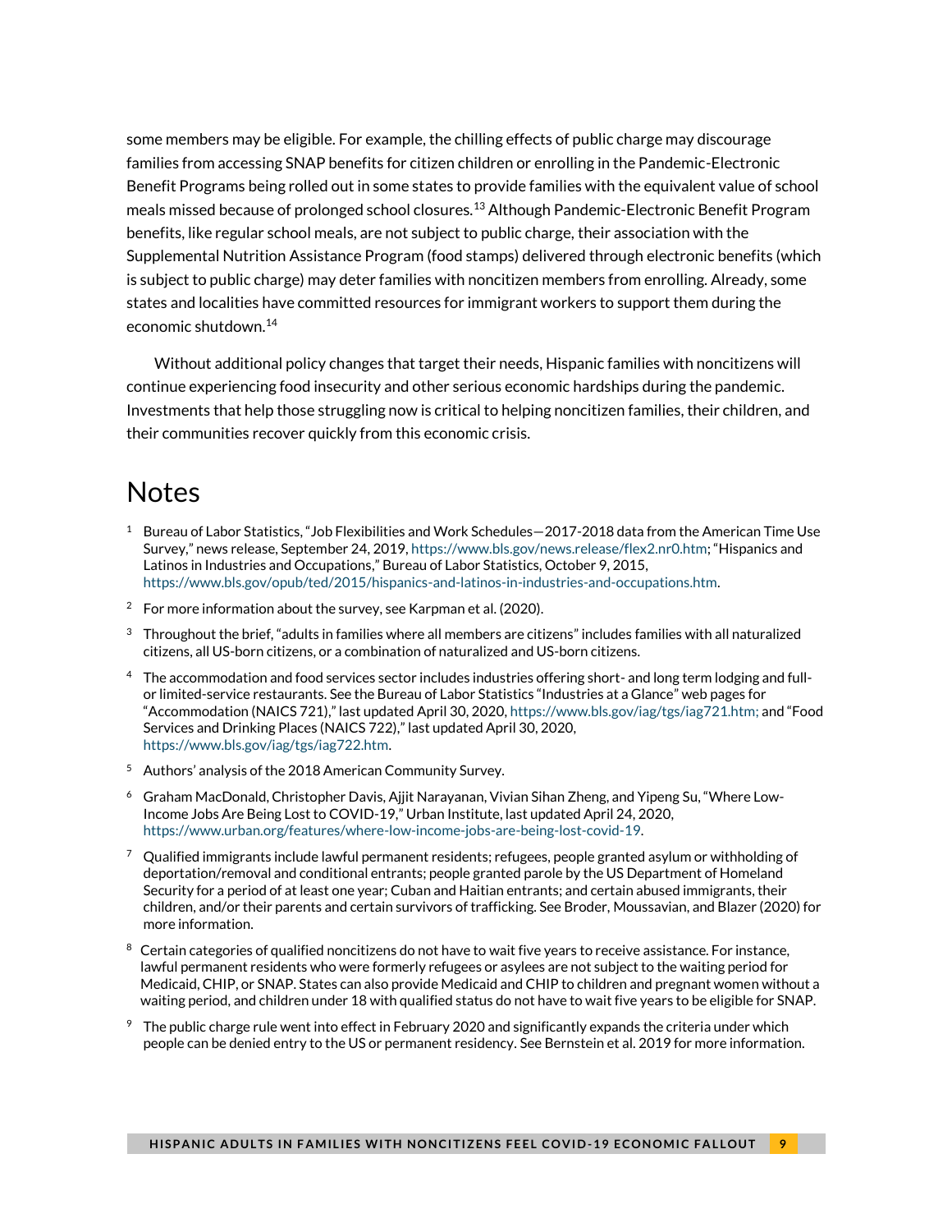some members may be eligible. For example, the chilling effects of public charge may discourage families from accessing SNAP benefits for citizen children or enrolling in the Pandemic-Electronic Benefit Programs being rolled out in some states to provide families with the equivalent value of school meals missed because of prolonged school closures.[13] Although Pandemic-Electronic Benefit Program benefits, like regular school meals, are not subject to public charge, their association with the Supplemental Nutrition Assistance Program (food stamps) delivered through electronic benefits (which is subject to public charge) may deter families with noncitizen members from enrolling. Already, some states and localities have committed resources for immigrant workers to support them during the economic shutdown.[14]

Without additional policy changes that target their needs, Hispanic families with noncitizens will continue experiencing food insecurity and other serious economic hardships during the pandemic. Investments that help those struggling now is critical to helping noncitizen families, their children, and their communities recover quickly from this economic crisis.

# Notes

1. Bureau of Labor Statistics, "Job Flexibilities and Work Schedules—2017-2018 data from the American Time Use Survey," news release, September 24, 2019, https://www.bls.gov/news.release/flex2.nr0.htm; "Hispanics and Latinos in Industries and Occupations," Bureau of Labor Statistics, October 9, 2015, https://www.bls.gov/opub/ted/2015/hispanics-and-latinos-in-industries-and-occupations.htm.

2. For more information about the survey, see Karpman et al. (2020).

3. Throughout the brief, "adults in families where all members are citizens" includes families with all naturalized citizens, all US-born citizens, or a combination of naturalized and US-born citizens.

4. The accommodation and food services sector includes industries offering short- and long term lodging and full- or limited-service restaurants. See the Bureau of Labor Statistics "Industries at a Glance" web pages for "Accommodation (NAICS 721)," last updated April 30, 2020, https://www.bls.gov/iag/tgs/iag721.htm; and "Food Services and Drinking Places (NAICS 722)," last updated April 30, 2020, https://www.bls.gov/iag/tgs/iag722.htm.

5. Authors' analysis of the 2018 American Community Survey.

6. Graham MacDonald, Christopher Davis, Ajjit Narayanan, Vivian Sihan Zheng, and Yipeng Su, "Where Low-Income Jobs Are Being Lost to COVID-19," Urban Institute, last updated April 24, 2020, https://www.urban.org/features/where-low-income-jobs-are-being-lost-covid-19.

7. Qualified immigrants include lawful permanent residents; refugees, people granted asylum or withholding of deportation/removal and conditional entrants; people granted parole by the US Department of Homeland Security for a period of at least one year; Cuban and Haitian entrants; and certain abused immigrants, their children, and/or their parents and certain survivors of trafficking. See Broder, Moussavian, and Blazer (2020) for more information.

8. Certain categories of qualified noncitizens do not have to wait five years to receive assistance. For instance, lawful permanent residents who were formerly refugees or asylees are not subject to the waiting period for Medicaid, CHIP, or SNAP. States can also provide Medicaid and CHIP to children and pregnant women without a waiting period, and children under 18 with qualified status do not have to wait five years to be eligible for SNAP.

9. The public charge rule went into effect in February 2020 and significantly expands the criteria under which people can be denied entry to the US or permanent residency. See Bernstein et al. 2019 for more information.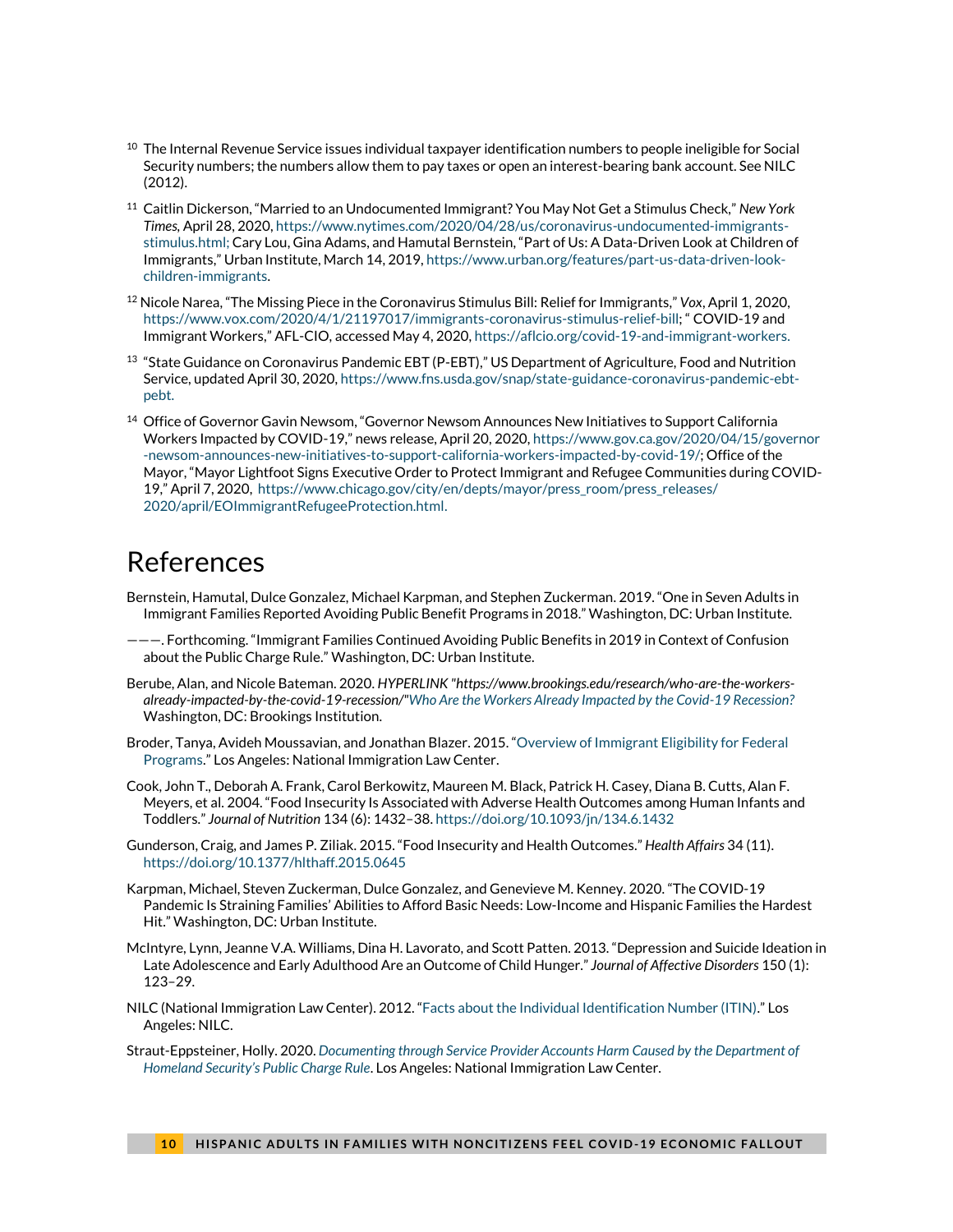[10] The Internal Revenue Service issues individual taxpayer identification numbers to people ineligible for Social Security numbers; the numbers allow them to pay taxes or open an interest-bearing bank account. See NILC (2012).

[11] Caitlin Dickerson, "Married to an Undocumented Immigrant? You May Not Get a Stimulus Check," *New York Times*, April 28, 2020, https://www.nytimes.com/2020/04/28/us/coronavirus-undocumented-immigrants-stimulus.html; Cary Lou, Gina Adams, and Hamutal Bernstein, "Part of Us: A Data-Driven Look at Children of Immigrants," Urban Institute, March 14, 2019, https://www.urban.org/features/part-us-data-driven-look-children-immigrants.

[12] Nicole Narea, "The Missing Piece in the Coronavirus Stimulus Bill: Relief for Immigrants," *Vox*, April 1, 2020, https://www.vox.com/2020/4/1/21197017/immigrants-coronavirus-stimulus-relief-bill; " COVID-19 and Immigrant Workers," AFL-CIO, accessed May 4, 2020, https://aflcio.org/covid-19-and-immigrant-workers.

[13] "State Guidance on Coronavirus Pandemic EBT (P-EBT)," US Department of Agriculture, Food and Nutrition Service, updated April 30, 2020, https://www.fns.usda.gov/snap/state-guidance-coronavirus-pandemic-ebt-pebt.

[14] Office of Governor Gavin Newsom, "Governor Newsom Announces New Initiatives to Support California Workers Impacted by COVID-19," news release, April 20, 2020, https://www.gov.ca.gov/2020/04/15/governor-newsom-announces-new-initiatives-to-support-california-workers-impacted-by-covid-19/; Office of the Mayor, "Mayor Lightfoot Signs Executive Order to Protect Immigrant and Refugee Communities during COVID-19," April 7, 2020, https://www.chicago.gov/city/en/depts/mayor/press_room/press_releases/2020/april/EOImmigrantRefugeeProtection.html.

# References

Bernstein, Hamutal, Dulce Gonzalez, Michael Karpman, and Stephen Zuckerman. 2019. "One in Seven Adults in Immigrant Families Reported Avoiding Public Benefit Programs in 2018." Washington, DC: Urban Institute.

———. Forthcoming. "Immigrant Families Continued Avoiding Public Benefits in 2019 in Context of Confusion about the Public Charge Rule." Washington, DC: Urban Institute.

Berube, Alan, and Nicole Bateman. 2020. *HYPERLINK "https://www.brookings.edu/research/who-are-the-workers-already-impacted-by-the-covid-19-recession/"Who Are the Workers Already Impacted by the Covid-19 Recession?* Washington, DC: Brookings Institution.

Broder, Tanya, Avideh Moussavian, and Jonathan Blazer. 2015. "Overview of Immigrant Eligibility for Federal Programs." Los Angeles: National Immigration Law Center.

Cook, John T., Deborah A. Frank, Carol Berkowitz, Maureen M. Black, Patrick H. Casey, Diana B. Cutts, Alan F. Meyers, et al. 2004. "Food Insecurity Is Associated with Adverse Health Outcomes among Human Infants and Toddlers." *Journal of Nutrition* 134 (6): 1432–38. https://doi.org/10.1093/jn/134.6.1432

Gunderson, Craig, and James P. Ziliak. 2015. "Food Insecurity and Health Outcomes." *Health Affairs* 34 (11). https://doi.org/10.1377/hlthaff.2015.0645

Karpman, Michael, Steven Zuckerman, Dulce Gonzalez, and Genevieve M. Kenney. 2020. "The COVID-19 Pandemic Is Straining Families' Abilities to Afford Basic Needs: Low-Income and Hispanic Families the Hardest Hit." Washington, DC: Urban Institute.

McIntyre, Lynn, Jeanne V.A. Williams, Dina H. Lavorato, and Scott Patten. 2013. "Depression and Suicide Ideation in Late Adolescence and Early Adulthood Are an Outcome of Child Hunger." *Journal of Affective Disorders* 150 (1): 123–29.

NILC (National Immigration Law Center). 2012. "Facts about the Individual Identification Number (ITIN)." Los Angeles: NILC.

Straut-Eppsteiner, Holly. 2020. *Documenting through Service Provider Accounts Harm Caused by the Department of Homeland Security's Public Charge Rule*. Los Angeles: National Immigration Law Center.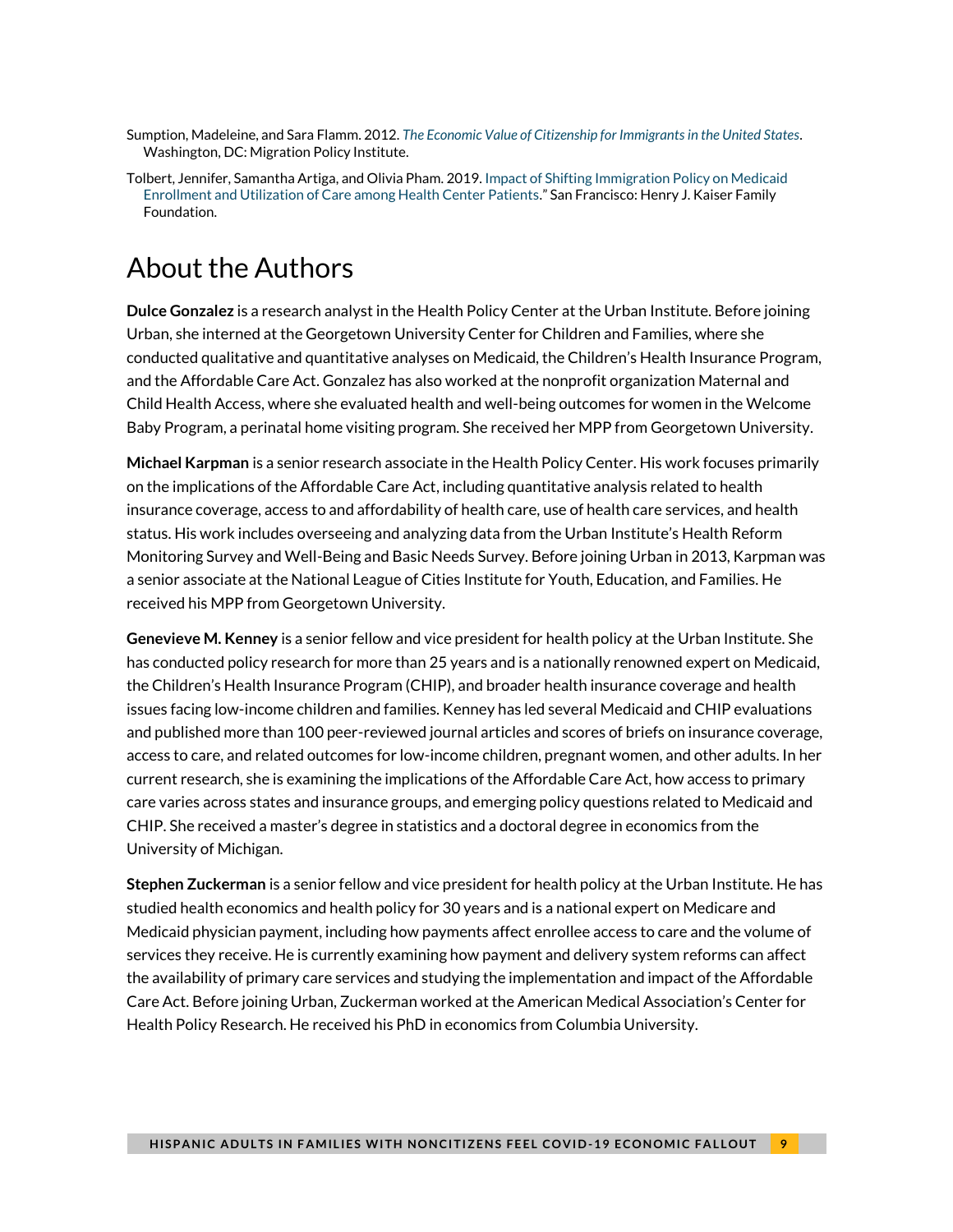Sumption, Madeleine, and Sara Flamm. 2012. *The Economic Value of Citizenship for Immigrants in the United States*. Washington, DC: Migration Policy Institute.

Tolbert, Jennifer, Samantha Artiga, and Olivia Pham. 2019. Impact of Shifting Immigration Policy on Medicaid Enrollment and Utilization of Care among Health Center Patients." San Francisco: Henry J. Kaiser Family Foundation.

# About the Authors

**Dulce Gonzalez** is a research analyst in the Health Policy Center at the Urban Institute. Before joining Urban, she interned at the Georgetown University Center for Children and Families, where she conducted qualitative and quantitative analyses on Medicaid, the Children's Health Insurance Program, and the Affordable Care Act. Gonzalez has also worked at the nonprofit organization Maternal and Child Health Access, where she evaluated health and well-being outcomes for women in the Welcome Baby Program, a perinatal home visiting program. She received her MPP from Georgetown University.

**Michael Karpman** is a senior research associate in the Health Policy Center. His work focuses primarily on the implications of the Affordable Care Act, including quantitative analysis related to health insurance coverage, access to and affordability of health care, use of health care services, and health status. His work includes overseeing and analyzing data from the Urban Institute's Health Reform Monitoring Survey and Well-Being and Basic Needs Survey. Before joining Urban in 2013, Karpman was a senior associate at the National League of Cities Institute for Youth, Education, and Families. He received his MPP from Georgetown University.

**Genevieve M. Kenney** is a senior fellow and vice president for health policy at the Urban Institute. She has conducted policy research for more than 25 years and is a nationally renowned expert on Medicaid, the Children's Health Insurance Program (CHIP), and broader health insurance coverage and health issues facing low-income children and families. Kenney has led several Medicaid and CHIP evaluations and published more than 100 peer-reviewed journal articles and scores of briefs on insurance coverage, access to care, and related outcomes for low-income children, pregnant women, and other adults. In her current research, she is examining the implications of the Affordable Care Act, how access to primary care varies across states and insurance groups, and emerging policy questions related to Medicaid and CHIP. She received a master's degree in statistics and a doctoral degree in economics from the University of Michigan.

**Stephen Zuckerman** is a senior fellow and vice president for health policy at the Urban Institute. He has studied health economics and health policy for 30 years and is a national expert on Medicare and Medicaid physician payment, including how payments affect enrollee access to care and the volume of services they receive. He is currently examining how payment and delivery system reforms can affect the availability of primary care services and studying the implementation and impact of the Affordable Care Act. Before joining Urban, Zuckerman worked at the American Medical Association's Center for Health Policy Research. He received his PhD in economics from Columbia University.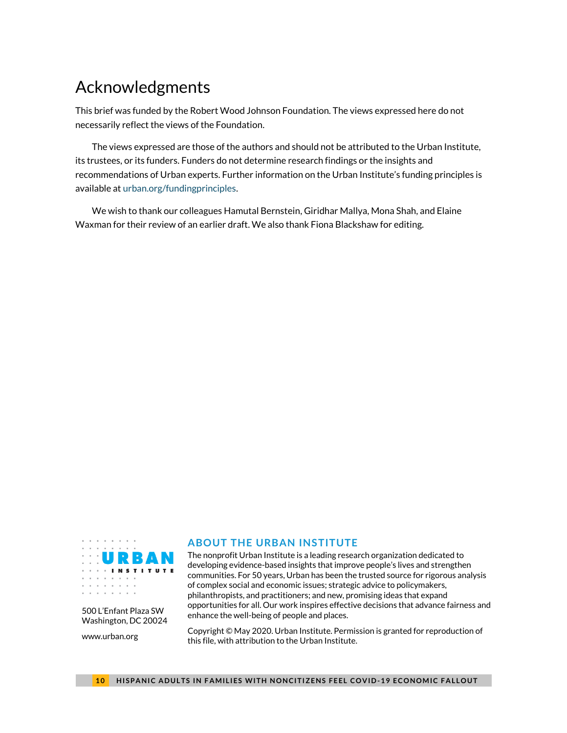# Acknowledgments

This brief was funded by the Robert Wood Johnson Foundation. The views expressed here do not necessarily reflect the views of the Foundation.

The views expressed are those of the authors and should not be attributed to the Urban Institute, its trustees, or its funders. Funders do not determine research findings or the insights and recommendations of Urban experts. Further information on the Urban Institute's funding principles is available at urban.org/fundingprinciples.

We wish to thank our colleagues Hamutal Bernstein, Giridhar Mallya, Mona Shah, and Elaine Waxman for their review of an earlier draft. We also thank Fiona Blackshaw for editing.

URBAN INSTITUTE

500 L'Enfant Plaza SW
Washington, DC 20024

www.urban.org

## ABOUT THE URBAN INSTITUTE

The nonprofit Urban Institute is a leading research organization dedicated to developing evidence-based insights that improve people's lives and strengthen communities. For 50 years, Urban has been the trusted source for rigorous analysis of complex social and economic issues; strategic advice to policymakers, philanthropists, and practitioners; and new, promising ideas that expand opportunities for all. Our work inspires effective decisions that advance fairness and enhance the well-being of people and places.

Copyright © May 2020. Urban Institute. Permission is granted for reproduction of this file, with attribution to the Urban Institute.